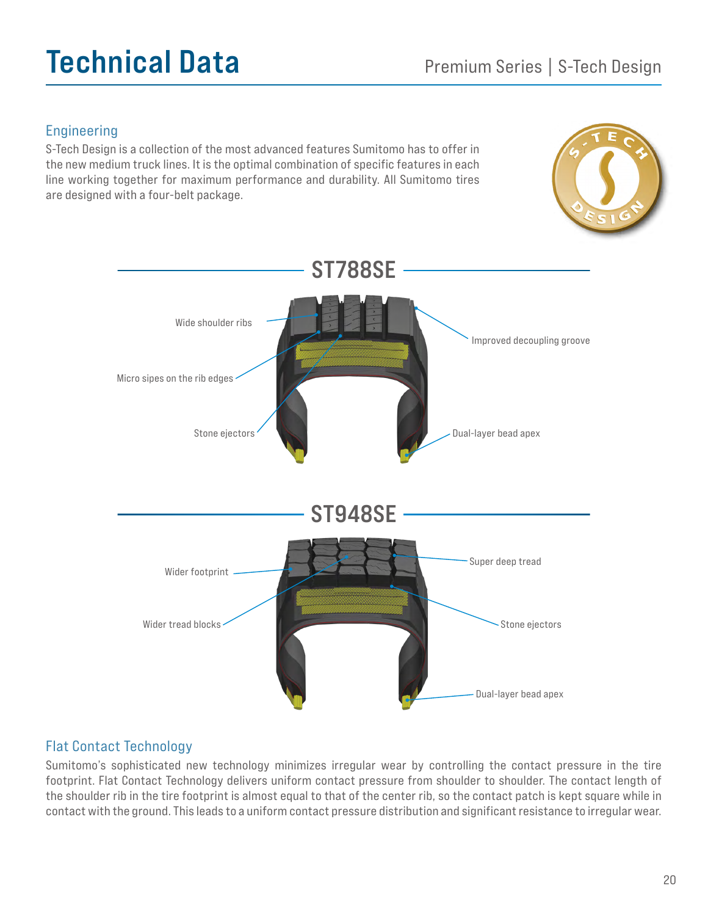# Technical Data

## Engineering

S-Tech Design is a collection of the most advanced features Sumitomo has to offer in the new medium truck lines. It is the optimal combination of specific features in each line working together for maximum performance and durability. All Sumitomo tires are designed with a four-belt package.

## ST788SE

- Wide shoulder ribs
- Micro sipes on the rib edges
- Stone ejectors
- Improved decoupling groove
- Dual-layer bead apex

## ST948SE

- Wider footprint
- Wider tread blocks
- Super deep tread
- Stone ejectors
- Dual-layer bead apex

## Flat Contact Technology

Sumitomo's sophisticated new technology minimizes irregular wear by controlling the contact pressure in the tire footprint. Flat Contact Technology delivers uniform contact pressure from shoulder to shoulder. The contact length of the shoulder rib in the tire footprint is almost equal to that of the center rib, so the contact patch is kept square while in contact with the ground. This leads to a uniform contact pressure distribution and significant resistance to irregular wear.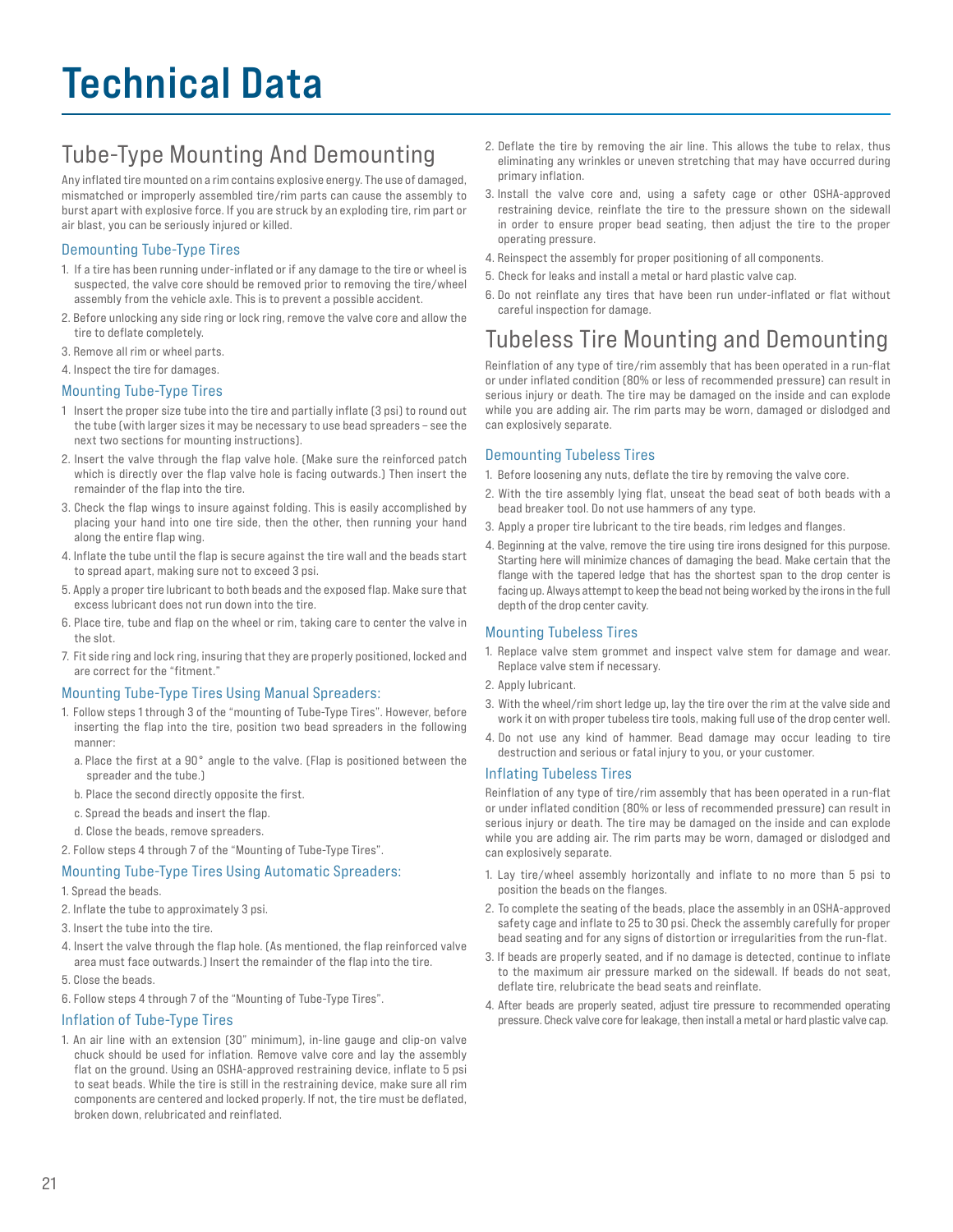# Technical Data

## Tube-Type Mounting And Demounting

Any inflated tire mounted on a rim contains explosive energy. The use of damaged, mismatched or improperly assembled tire/rim parts can cause the assembly to burst apart with explosive force. If you are struck by an exploding tire, rim part or air blast, you can be seriously injured or killed.

### Demounting Tube-Type Tires

1. If a tire has been running under-inflated or if any damage to the tire or wheel is suspected, the valve core should be removed prior to removing the tire/wheel assembly from the vehicle axle. This is to prevent a possible accident.
2. Before unlocking any side ring or lock ring, remove the valve core and allow the tire to deflate completely.
3. Remove all rim or wheel parts.
4. Inspect the tire for damages.

### Mounting Tube-Type Tires

1. Insert the proper size tube into the tire and partially inflate (3 psi) to round out the tube (with larger sizes it may be necessary to use bead spreaders – see the next two sections for mounting instructions).
2. Insert the valve through the flap valve hole. (Make sure the reinforced patch which is directly over the flap valve hole is facing outwards.) Then insert the remainder of the flap into the tire.
3. Check the flap wings to insure against folding. This is easily accomplished by placing your hand into one tire side, then the other, then running your hand along the entire flap wing.
4. Inflate the tube until the flap is secure against the tire wall and the beads start to spread apart, making sure not to exceed 3 psi.
5. Apply a proper tire lubricant to both beads and the exposed flap. Make sure that excess lubricant does not run down into the tire.
6. Place tire, tube and flap on the wheel or rim, taking care to center the valve in the slot.
7. Fit side ring and lock ring, insuring that they are properly positioned, locked and are correct for the "fitment."

### Mounting Tube-Type Tires Using Manual Spreaders:

1. Follow steps 1 through 3 of the "mounting of Tube-Type Tires". However, before inserting the flap into the tire, position two bead spreaders in the following manner:
   a. Place the first at a 90° angle to the valve. (Flap is positioned between the spreader and the tube.)
   b. Place the second directly opposite the first.
   c. Spread the beads and insert the flap.
   d. Close the beads, remove spreaders.
2. Follow steps 4 through 7 of the "Mounting of Tube-Type Tires".

### Mounting Tube-Type Tires Using Automatic Spreaders:

1. Spread the beads.
2. Inflate the tube to approximately 3 psi.
3. Insert the tube into the tire.
4. Insert the valve through the flap hole. (As mentioned, the flap reinforced valve area must face outwards.) Insert the remainder of the flap into the tire.
5. Close the beads.
6. Follow steps 4 through 7 of the "Mounting of Tube-Type Tires".

### Inflation of Tube-Type Tires

1. An air line with an extension (30" minimum), in-line gauge and clip-on valve chuck should be used for inflation. Remove valve core and lay the assembly flat on the ground. Using an OSHA-approved restraining device, inflate to 5 psi to seat beads. While the tire is still in the restraining device, make sure all rim components are centered and locked properly. If not, the tire must be deflated, broken down, relubricated and reinflated.
2. Deflate the tire by removing the air line. This allows the tube to relax, thus eliminating any wrinkles or uneven stretching that may have occurred during primary inflation.
3. Install the valve core and, using a safety cage or other OSHA-approved restraining device, reinflate the tire to the pressure shown on the sidewall in order to ensure proper bead seating, then adjust the tire to the proper operating pressure.
4. Reinspect the assembly for proper positioning of all components.
5. Check for leaks and install a metal or hard plastic valve cap.
6. Do not reinflate any tires that have been run under-inflated or flat without careful inspection for damage.

## Tubeless Tire Mounting and Demounting

Reinflation of any type of tire/rim assembly that has been operated in a run-flat or under inflated condition (80% or less of recommended pressure) can result in serious injury or death. The tire may be damaged on the inside and can explode while you are adding air. The rim parts may be worn, damaged or dislodged and can explosively separate.

### Demounting Tubeless Tires

1. Before loosening any nuts, deflate the tire by removing the valve core.
2. With the tire assembly lying flat, unseat the bead seat of both beads with a bead breaker tool. Do not use hammers of any type.
3. Apply a proper tire lubricant to the tire beads, rim ledges and flanges.
4. Beginning at the valve, remove the tire using tire irons designed for this purpose. Starting here will minimize chances of damaging the bead. Make certain that the flange with the tapered ledge that has the shortest span to the drop center is facing up. Always attempt to keep the bead not being worked by the irons in the full depth of the drop center cavity.

### Mounting Tubeless Tires

1. Replace valve stem grommet and inspect valve stem for damage and wear. Replace valve stem if necessary.
2. Apply lubricant.
3. With the wheel/rim short ledge up, lay the tire over the rim at the valve side and work it on with proper tubeless tire tools, making full use of the drop center well.
4. Do not use any kind of hammer. Bead damage may occur leading to tire destruction and serious or fatal injury to you, or your customer.

### Inflating Tubeless Tires

Reinflation of any type of tire/rim assembly that has been operated in a run-flat or under inflated condition (80% or less of recommended pressure) can result in serious injury or death. The tire may be damaged on the inside and can explode while you are adding air. The rim parts may be worn, damaged or dislodged and can explosively separate.

1. Lay tire/wheel assembly horizontally and inflate to no more than 5 psi to position the beads on the flanges.
2. To complete the seating of the beads, place the assembly in an OSHA-approved safety cage and inflate to 25 to 30 psi. Check the assembly carefully for proper bead seating and for any signs of distortion or irregularities from the run-flat.
3. If beads are properly seated, and if no damage is detected, continue to inflate to the maximum air pressure marked on the sidewall. If beads do not seat, deflate tire, relubricate the bead seats and reinflate.
4. After beads are properly seated, adjust tire pressure to recommended operating pressure. Check valve core for leakage, then install a metal or hard plastic valve cap.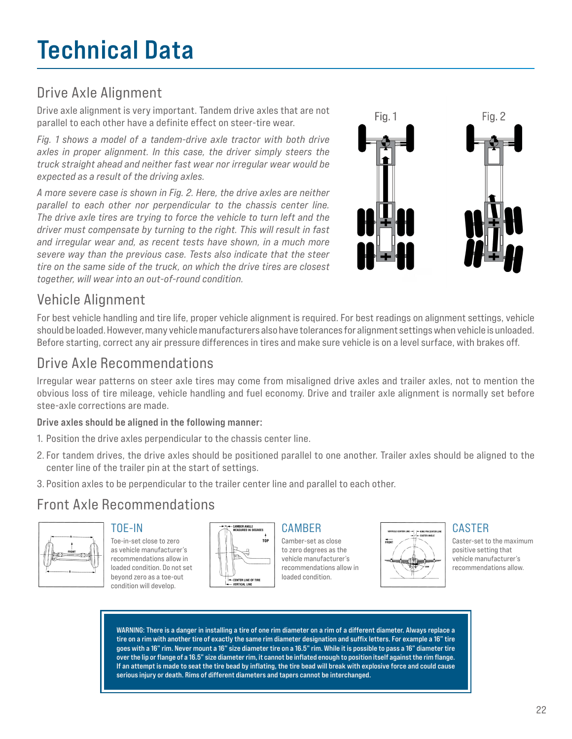# Technical Data

## Drive Axle Alignment

Drive axle alignment is very important. Tandem drive axles that are not parallel to each other have a definite effect on steer-tire wear.

*Fig. 1 shows a model of a tandem-drive axle tractor with both drive axles in proper alignment. In this case, the driver simply steers the truck straight ahead and neither fast wear nor irregular wear would be expected as a result of the driving axles.*

*A more severe case is shown in Fig. 2. Here, the drive axles are neither parallel to each other nor perpendicular to the chassis center line. The drive axle tires are trying to force the vehicle to turn left and the driver must compensate by turning to the right. This will result in fast and irregular wear and, as recent tests have shown, in a much more severe way than the previous case. Tests also indicate that the steer tire on the same side of the truck, on which the drive tires are closest together, will wear into an out-of-round condition.*

Fig. 1

Fig. 2

## Vehicle Alignment

For best vehicle handling and tire life, proper vehicle alignment is required. For best readings on alignment settings, vehicle should be loaded. However, many vehicle manufacturers also have tolerances for alignment settings when vehicle is unloaded. Before starting, correct any air pressure differences in tires and make sure vehicle is on a level surface, with brakes off.

## Drive Axle Recommendations

Irregular wear patterns on steer axle tires may come from misaligned drive axles and trailer axles, not to mention the obvious loss of tire mileage, vehicle handling and fuel economy. Drive and trailer axle alignment is normally set before stee-axle corrections are made.

**Drive axles should be aligned in the following manner:**

1. Position the drive axles perpendicular to the chassis center line.
2. For tandem drives, the drive axles should be positioned parallel to one another. Trailer axles should be aligned to the center line of the trailer pin at the start of settings.
3. Position axles to be perpendicular to the trailer center line and parallel to each other.

## Front Axle Recommendations

### TOE-IN

Toe-in-set close to zero as vehicle manufacturer's recommendations allow in loaded condition. Do not set beyond zero as a toe-out condition will develop.

### CAMBER

Camber-set as close to zero degrees as the vehicle manufacturer's recommendations allow in loaded condition.

### CASTER

Caster-set to the maximum positive setting that vehicle manufacturer's recommendations allow.

**WARNING: There is a danger in installing a tire of one rim diameter on a rim of a different diameter. Always replace a tire on a rim with another tire of exactly the same rim diameter designation and suffix letters. For example a 16" tire goes with a 16" rim. Never mount a 16" size diameter tire on a 16.5" rim. While it is possible to pass a 16" diameter tire over the lip or flange of a 16.5" size diameter rim, it cannot be inflated enough to position itself against the rim flange. If an attempt is made to seat the tire bead by inflating, the tire bead will break with explosive force and could cause serious injury or death. Rims of different diameters and tapers cannot be interchanged.**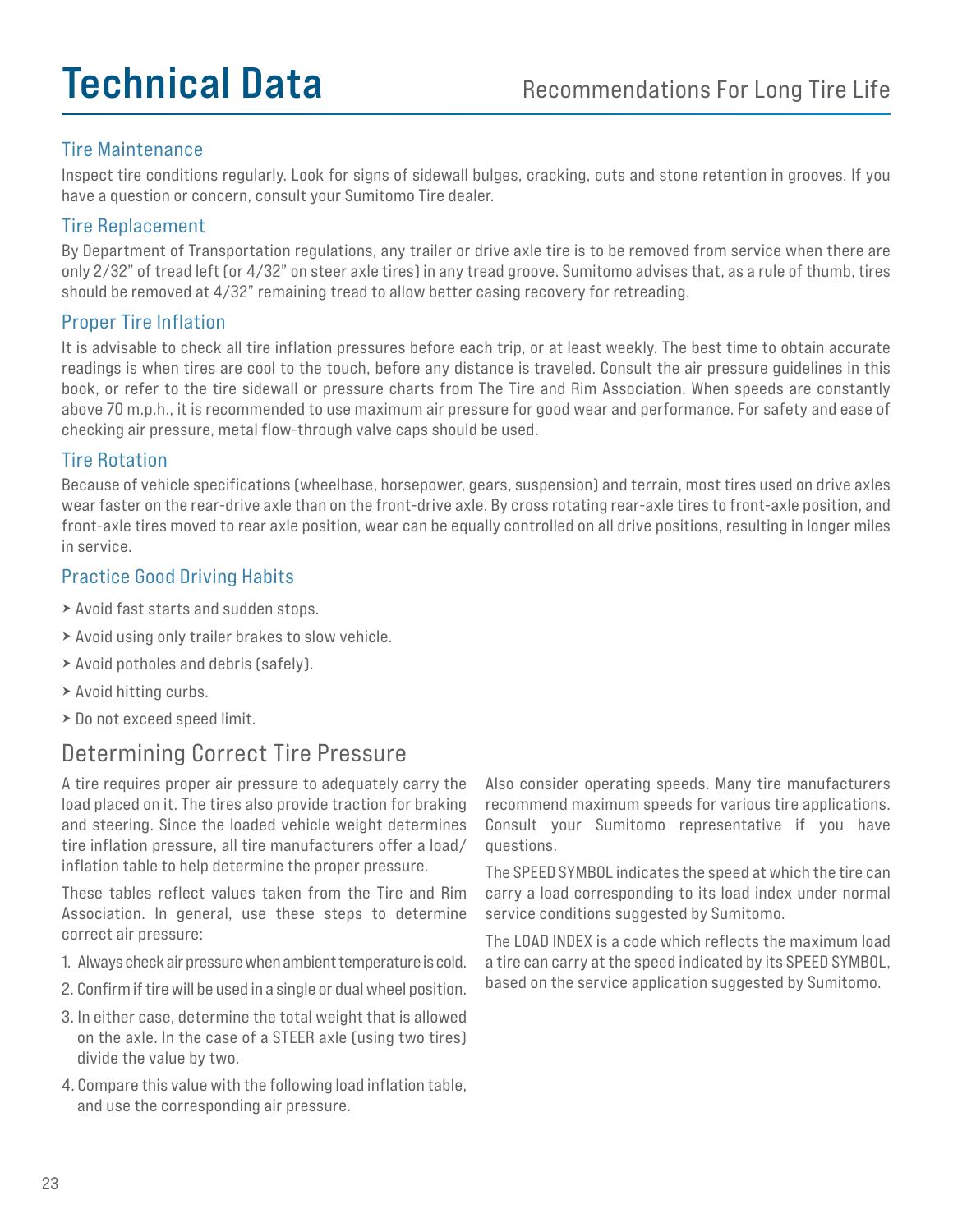# Technical Data

## Recommendations For Long Tire Life

### Tire Maintenance

Inspect tire conditions regularly. Look for signs of sidewall bulges, cracking, cuts and stone retention in grooves. If you have a question or concern, consult your Sumitomo Tire dealer.

### Tire Replacement

By Department of Transportation regulations, any trailer or drive axle tire is to be removed from service when there are only 2/32" of tread left (or 4/32" on steer axle tires) in any tread groove. Sumitomo advises that, as a rule of thumb, tires should be removed at 4/32" remaining tread to allow better casing recovery for retreading.

### Proper Tire Inflation

It is advisable to check all tire inflation pressures before each trip, or at least weekly. The best time to obtain accurate readings is when tires are cool to the touch, before any distance is traveled. Consult the air pressure guidelines in this book, or refer to the tire sidewall or pressure charts from The Tire and Rim Association. When speeds are constantly above 70 m.p.h., it is recommended to use maximum air pressure for good wear and performance. For safety and ease of checking air pressure, metal flow-through valve caps should be used.

### Tire Rotation

Because of vehicle specifications (wheelbase, horsepower, gears, suspension) and terrain, most tires used on drive axles wear faster on the rear-drive axle than on the front-drive axle. By cross rotating rear-axle tires to front-axle position, and front-axle tires moved to rear axle position, wear can be equally controlled on all drive positions, resulting in longer miles in service.

### Practice Good Driving Habits

- Avoid fast starts and sudden stops.
- Avoid using only trailer brakes to slow vehicle.
- Avoid potholes and debris (safely).
- Avoid hitting curbs.
- Do not exceed speed limit.

## Determining Correct Tire Pressure

A tire requires proper air pressure to adequately carry the load placed on it. The tires also provide traction for braking and steering. Since the loaded vehicle weight determines tire inflation pressure, all tire manufacturers offer a load/inflation table to help determine the proper pressure.

These tables reflect values taken from the Tire and Rim Association. In general, use these steps to determine correct air pressure:

1. Always check air pressure when ambient temperature is cold.
2. Confirm if tire will be used in a single or dual wheel position.
3. In either case, determine the total weight that is allowed on the axle. In the case of a STEER axle (using two tires) divide the value by two.
4. Compare this value with the following load inflation table, and use the corresponding air pressure.

Also consider operating speeds. Many tire manufacturers recommend maximum speeds for various tire applications. Consult your Sumitomo representative if you have questions.

The SPEED SYMBOL indicates the speed at which the tire can carry a load corresponding to its load index under normal service conditions suggested by Sumitomo.

The LOAD INDEX is a code which reflects the maximum load a tire can carry at the speed indicated by its SPEED SYMBOL, based on the service application suggested by Sumitomo.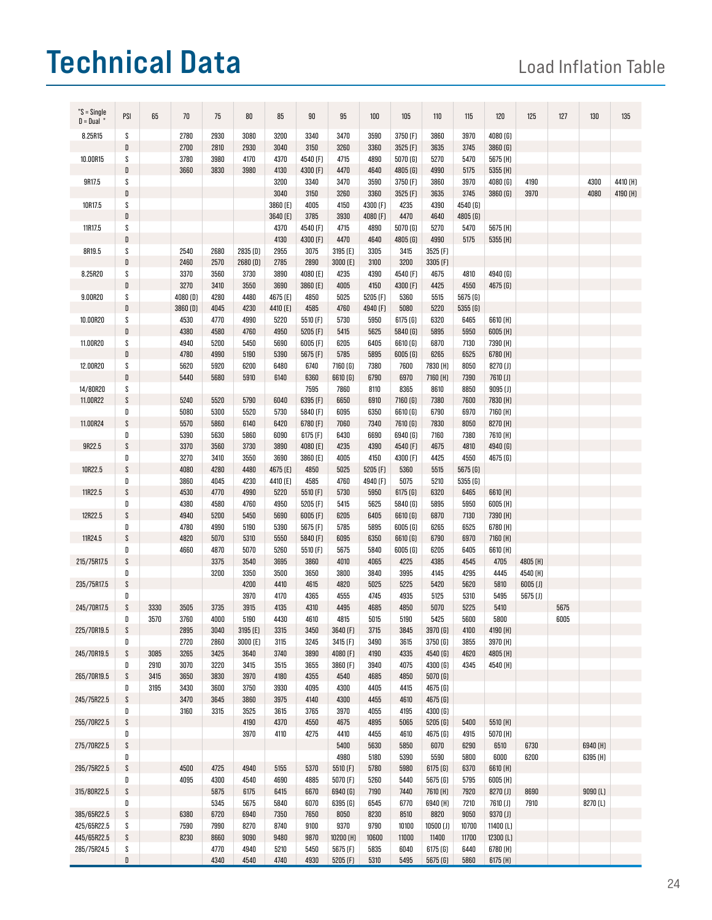# Technical Data

## Load Inflation Table

| *S = Single D = Dual * | PSI | 65 | 70 | 75 | 80 | 85 | 90 | 95 | 100 | 105 | 110 | 115 | 120 | 125 | 127 | 130 | 135 |
|---|---|---|---|---|---|---|---|---|---|---|---|---|---|---|---|---|---|
| 8.25R15 | S | | 2780 | 2930 | 3080 | 3200 | 3340 | 3470 | 3590 | 3750 (F) | 3860 | 3970 | 4080 (G) | | | | |
| | D | | 2700 | 2810 | 2930 | 3040 | 3150 | 3260 | 3360 | 3525 (F) | 3635 | 3745 | 3860 (G) | | | | |
| 10.00R15 | S | | 3780 | 3980 | 4170 | 4370 | 4540 (F) | 4715 | 4890 | 5070 (G) | 5270 | 5470 | 5675 (H) | | | | |
| | D | | 3660 | 3830 | 3980 | 4130 | 4300 (F) | 4470 | 4640 | 4805 (G) | 4990 | 5175 | 5355 (H) | | | | |
| 9R17.5 | S | | | | | 3200 | 3340 | 3470 | 3590 | 3750 (F) | 3860 | 3970 | 4080 (G) | 4190 | | 4300 | 4410 (H) |
| | D | | | | | 3040 | 3150 | 3260 | 3360 | 3525 (F) | 3635 | 3745 | 3860 (G) | 3970 | | 4080 | 4190 (H) |
| 10R17.5 | S | | | | | 3860 (E) | 4005 | 4150 | 4300 (F) | 4235 | 4390 | 4540 (G) | | | | | |
| | D | | | | | 3640 (E) | 3785 | 3930 | 4080 (F) | 4470 | 4640 | 4805 (G) | | | | | |
| 11R17.5 | S | | | | | 4370 | 4540 (F) | 4715 | 4890 | 5070 (G) | 5270 | 5470 | 5675 (H) | | | | |
| | D | | | | | 4130 | 4300 (F) | 4470 | 4640 | 4805 (G) | 4990 | 5175 | 5355 (H) | | | | |
| 8R19.5 | S | | 2540 | 2680 | 2835 (D) | 2955 | 3075 | 3195 (E) | 3305 | 3415 | 3525 (F) | | | | | | |
| | D | | 2460 | 2570 | 2680 (D) | 2785 | 2890 | 3000 (E) | 3100 | 3200 | 3305 (F) | | | | | | |
| 8.25R20 | S | | 3370 | 3560 | 3730 | 3890 | 4080 (E) | 4235 | 4390 | 4540 (F) | 4675 | 4810 | 4940 (G) | | | | |
| | D | | 3270 | 3410 | 3550 | 3690 | 3860 (E) | 4005 | 4150 | 4300 (F) | 4425 | 4550 | 4675 (G) | | | | |
| 9.00R20 | S | | 4080 (D) | 4280 | 4480 | 4675 (E) | 4850 | 5025 | 5205 (F) | 5360 | 5515 | 5675 (G) | | | | | |
| | D | | 3860 (D) | 4045 | 4230 | 4410 (E) | 4585 | 4760 | 4940 (F) | 5080 | 5220 | 5355 (G) | | | | | |
| 10.00R20 | S | | 4530 | 4770 | 4990 | 5220 | 5510 (F) | 5730 | 5950 | 6175 (G) | 6320 | 6465 | 6610 (H) | | | | |
| | D | | 4380 | 4580 | 4760 | 4950 | 5205 (F) | 5415 | 5625 | 5840 (G) | 5895 | 5950 | 6005 (H) | | | | |
| 11.00R20 | S | | 4940 | 5200 | 5450 | 5690 | 6005 (F) | 6205 | 6405 | 6610 (G) | 6870 | 7130 | 7390 (H) | | | | |
| | D | | 4780 | 4990 | 5190 | 5390 | 5675 (F) | 5785 | 5895 | 6005 (G) | 6265 | 6525 | 6780 (H) | | | | |
| 12.00R20 | S | | 5620 | 5920 | 6200 | 6480 | 6740 | 7160 (G) | 7380 | 7600 | 7830 (H) | 8050 | 8270 (J) | | | | |
| | D | | 5440 | 5680 | 5910 | 6140 | 6360 | 6610 (G) | 6790 | 6970 | 7160 (H) | 7390 | 7610 (J) | | | | |
| 14/80R20 | S | | | | | | 7595 | 7860 | 8110 | 8365 | 8610 | 8850 | 9095 (J) | | | | |
| 11.00R22 | S | | 5240 | 5520 | 5790 | 6040 | 6395 (F) | 6650 | 6910 | 7160 (G) | 7380 | 7600 | 7830 (H) | | | | |
| | D | | 5080 | 5300 | 5520 | 5730 | 5840 (F) | 6095 | 6350 | 6610 (G) | 6790 | 6970 | 7160 (H) | | | | |
| 11.00R24 | S | | 5570 | 5860 | 6140 | 6420 | 6780 (F) | 7060 | 7340 | 7610 (G) | 7830 | 8050 | 8270 (H) | | | | |
| | D | | 5390 | 5630 | 5860 | 6090 | 6175 (F) | 6430 | 6690 | 6940 (G) | 7160 | 7380 | 7610 (H) | | | | |
| 9R22.5 | S | | 3370 | 3560 | 3730 | 3890 | 4080 (E) | 4235 | 4390 | 4540 (F) | 4675 | 4810 | 4940 (G) | | | | |
| | D | | 3270 | 3410 | 3550 | 3690 | 3860 (E) | 4005 | 4150 | 4300 (F) | 4425 | 4550 | 4675 (G) | | | | |
| 10R22.5 | S | | 4080 | 4280 | 4480 | 4675 (E) | 4850 | 5025 | 5205 (F) | 5360 | 5515 | 5675 (G) | | | | | |
| | D | | 3860 | 4045 | 4230 | 4410 (E) | 4585 | 4760 | 4940 (F) | 5075 | 5210 | 5355 (G) | | | | | |
| 11R22.5 | S | | 4530 | 4770 | 4990 | 5220 | 5510 (F) | 5730 | 5950 | 6175 (G) | 6320 | 6465 | 6610 (H) | | | | |
| | D | | 4380 | 4580 | 4760 | 4950 | 5205 (F) | 5415 | 5625 | 5840 (G) | 5895 | 5950 | 6005 (H) | | | | |
| 12R22.5 | S | | 4940 | 5200 | 5450 | 5690 | 6005 (F) | 6205 | 6405 | 6610 (G) | 6870 | 7130 | 7390 (H) | | | | |
| | D | | 4780 | 4990 | 5190 | 5390 | 5675 (F) | 5785 | 5895 | 6005 (G) | 6265 | 6525 | 6780 (H) | | | | |
| 11R24.5 | S | | 4820 | 5070 | 5310 | 5550 | 5840 (F) | 6095 | 6350 | 6610 (G) | 6790 | 6970 | 7160 (H) | | | | |
| | D | | 4660 | 4870 | 5070 | 5260 | 5510 (F) | 5675 | 5840 | 6005 (G) | 6205 | 6405 | 6610 (H) | | | | |
| 215/75R17.5 | S | | | 3375 | 3540 | 3695 | 3860 | 4010 | 4065 | 4225 | 4385 | 4545 | 4705 | 4805 (H) | | | |
| | D | | | 3200 | 3350 | 3500 | 3650 | 3800 | 3840 | 3995 | 4145 | 4295 | 4445 | 4540 (H) | | | |
| 235/75R17.5 | S | | | | 4200 | 4410 | 4615 | 4820 | 5025 | 5225 | 5420 | 5620 | 5810 | 6005 (J) | | | |
| | D | | | | 3970 | 4170 | 4365 | 4555 | 4745 | 4935 | 5125 | 5310 | 5495 | 5675 (J) | | | |
| 245/70R17.5 | S | 3330 | 3505 | 3735 | 3915 | 4135 | 4310 | 4495 | 4685 | 4850 | 5070 | 5225 | 5410 | | 5675 | | |
| | D | 3570 | 3760 | 4000 | 5190 | 4430 | 4610 | 4815 | 5015 | 5190 | 5425 | 5600 | 5800 | | 6005 | | |
| 225/70R19.5 | S | | 2895 | 3040 | 3195 (E) | 3315 | 3450 | 3640 (F) | 3715 | 3845 | 3970 (G) | 4100 | 4190 (H) | | | | |
| | D | | 2720 | 2860 | 3000 (E) | 3115 | 3245 | 3415 (F) | 3490 | 3615 | 3750 (G) | 3855 | 3970 (H) | | | | |
| 245/70R19.5 | S | 3085 | 3265 | 3425 | 3640 | 3740 | 3890 | 4080 (F) | 4190 | 4335 | 4540 (G) | 4620 | 4805 (H) | | | | |
| | D | 2910 | 3070 | 3220 | 3415 | 3515 | 3655 | 3860 (F) | 3940 | 4075 | 4300 (G) | 4345 | 4540 (H) | | | | |
| 265/70R19.5 | S | 3415 | 3650 | 3830 | 3970 | 4180 | 4355 | 4540 | 4685 | 4850 | 5070 (G) | | | | | | |
| | D | 3195 | 3430 | 3600 | 3750 | 3930 | 4095 | 4300 | 4405 | 4415 | 4675 (G) | | | | | | |
| 245/75R22.5 | S | | 3470 | 3645 | 3860 | 3975 | 4140 | 4300 | 4455 | 4610 | 4675 (G) | | | | | | |
| | D | | 3160 | 3315 | 3525 | 3615 | 3765 | 3970 | 4055 | 4195 | 4300 (G) | | | | | | |
| 255/70R22.5 | S | | | | 4190 | 4370 | 4550 | 4675 | 4895 | 5065 | 5205 (G) | 5400 | 5510 (H) | | | | |
| | D | | | | 3970 | 4110 | 4275 | 4410 | 4455 | 4610 | 4675 (G) | 4915 | 5070 (H) | | | | |
| 275/70R22.5 | S | | | | | | | 5400 | 5630 | 5850 | 6070 | 6290 | 6510 | 6730 | | 6940 (H) | |
| | D | | | | | | | 4980 | 5180 | 5390 | 5590 | 5800 | 6000 | 6200 | | 6395 (H) | |
| 295/75R22.5 | S | | 4500 | 4725 | 4940 | 5155 | 5370 | 5510 (F) | 5780 | 5980 | 6175 (G) | 6370 | 6610 (H) | | | | |
| | D | | 4095 | 4300 | 4540 | 4690 | 4885 | 5070 (F) | 5260 | 5440 | 5675 (G) | 5795 | 6005 (H) | | | | |
| 315/80R22.5 | S | | | 5875 | 6175 | 6415 | 6670 | 6940 (G) | 7190 | 7440 | 7610 (H) | 7920 | 8270 (J) | 8690 | | 9090 (L) | |
| | D | | | 5345 | 5675 | 5840 | 6070 | 6395 (G) | 6545 | 6770 | 6940 (H) | 7210 | 7610 (J) | 7910 | | 8270 (L) | |
| 385/65R22.5 | S | | 6380 | 6720 | 6940 | 7350 | 7650 | 8050 | 8230 | 8510 | 8820 | 9050 | 9370 (J) | | | | |
| 425/65R22.5 | S | | 7590 | 7990 | 8270 | 8740 | 9100 | 9370 | 9790 | 10100 | 10500 (J) | 10700 | 11400 (L) | | | | |
| 445/65R22.5 | S | | 8230 | 8660 | 9090 | 9480 | 9870 | 10200 (H) | 10600 | 11000 | 11400 | 11700 | 12300 (L) | | | | |
| 285/75R24.5 | S | | | 4770 | 4940 | 5210 | 5450 | 5675 (F) | 5835 | 6040 | 6175 (G) | 6440 | 6780 (H) | | | | |
| | D | | | 4340 | 4540 | 4740 | 4930 | 5205 (F) | 5310 | 5495 | 5675 (G) | 5860 | 6175 (H) | | | | |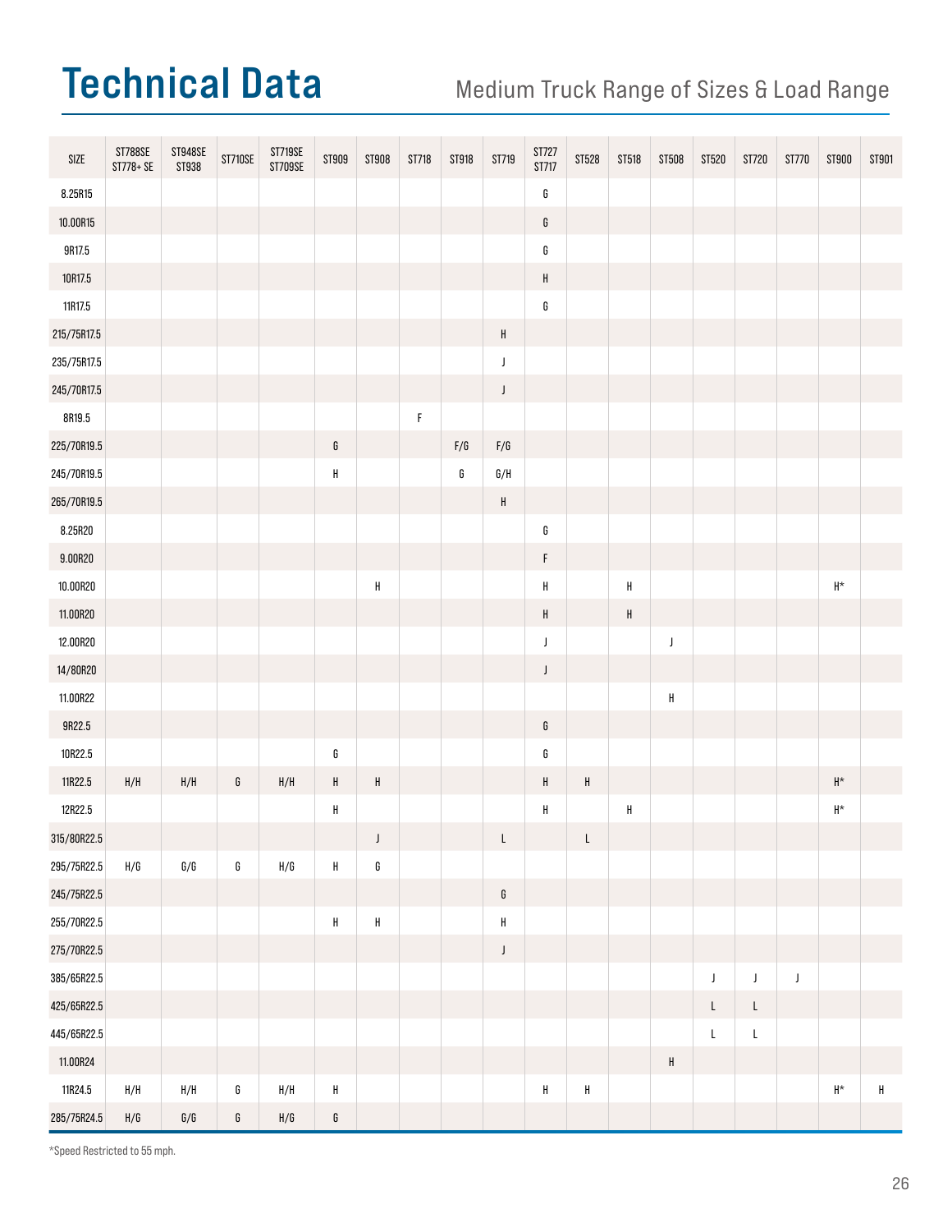# Technical Data

Medium Truck Range of Sizes & Load Range

| SIZE | ST788SE ST778+ SE | ST948SE ST938 | ST710SE | ST719SE ST709SE | ST909 | ST908 | ST718 | ST918 | ST719 | ST727 ST717 | ST528 | ST518 | ST508 | ST520 | ST720 | ST770 | ST900 | ST901 |
|---|---|---|---|---|---|---|---|---|---|---|---|---|---|---|---|---|---|---|
| 8.25R15 | | | | | | | | | | G | | | | | | | | |
| 10.00R15 | | | | | | | | | | G | | | | | | | | |
| 9R17.5 | | | | | | | | | | G | | | | | | | | |
| 10R17.5 | | | | | | | | | | H | | | | | | | | |
| 11R17.5 | | | | | | | | | | G | | | | | | | | |
| 215/75R17.5 | | | | | | | | | H | | | | | | | | | |
| 235/75R17.5 | | | | | | | | | J | | | | | | | | | |
| 245/70R17.5 | | | | | | | | | J | | | | | | | | | |
| 8R19.5 | | | | | | | F | | | | | | | | | | | |
| 225/70R19.5 | | | | | G | | | F/G | F/G | | | | | | | | | |
| 245/70R19.5 | | | | | H | | | G | G/H | | | | | | | | | |
| 265/70R19.5 | | | | | | | | | H | | | | | | | | | |
| 8.25R20 | | | | | | | | | | G | | | | | | | | |
| 9.00R20 | | | | | | | | | | F | | | | | | | | |
| 10.00R20 | | | | | | H | | | | H | | H | | | | | H* | |
| 11.00R20 | | | | | | | | | | H | | H | | | | | | |
| 12.00R20 | | | | | | | | | | J | | | J | | | | | |
| 14/80R20 | | | | | | | | | | J | | | | | | | | |
| 11.00R22 | | | | | | | | | | | | | H | | | | | |
| 9R22.5 | | | | | | | | | | G | | | | | | | | |
| 10R22.5 | | | | | G | | | | | G | | | | | | | | |
| 11R22.5 | H/H | H/H | G | H/H | H | H | | | | H | H | | | | | | H* | |
| 12R22.5 | | | | | H | | | | | H | | H | | | | | H* | |
| 315/80R22.5 | | | | | | J | | | L | | L | | | | | | | |
| 295/75R22.5 | H/G | G/G | G | H/G | H | G | | | | | | | | | | | | |
| 245/75R22.5 | | | | | | | | | G | | | | | | | | | |
| 255/70R22.5 | | | | | H | H | | | H | | | | | | | | | |
| 275/70R22.5 | | | | | | | | | J | | | | | | | | | |
| 385/65R22.5 | | | | | | | | | | | | | | J | J | J | | |
| 425/65R22.5 | | | | | | | | | | | | | | L | L | | | |
| 445/65R22.5 | | | | | | | | | | | | | | L | L | | | |
| 11.00R24 | | | | | | | | | | | | | H | | | | | |
| 11R24.5 | H/H | H/H | G | H/H | H | | | | | H | H | | | | | | H* | H |
| 285/75R24.5 | H/G | G/G | G | H/G | G | | | | | | | | | | | | | |

*Speed Restricted to 55 mph.